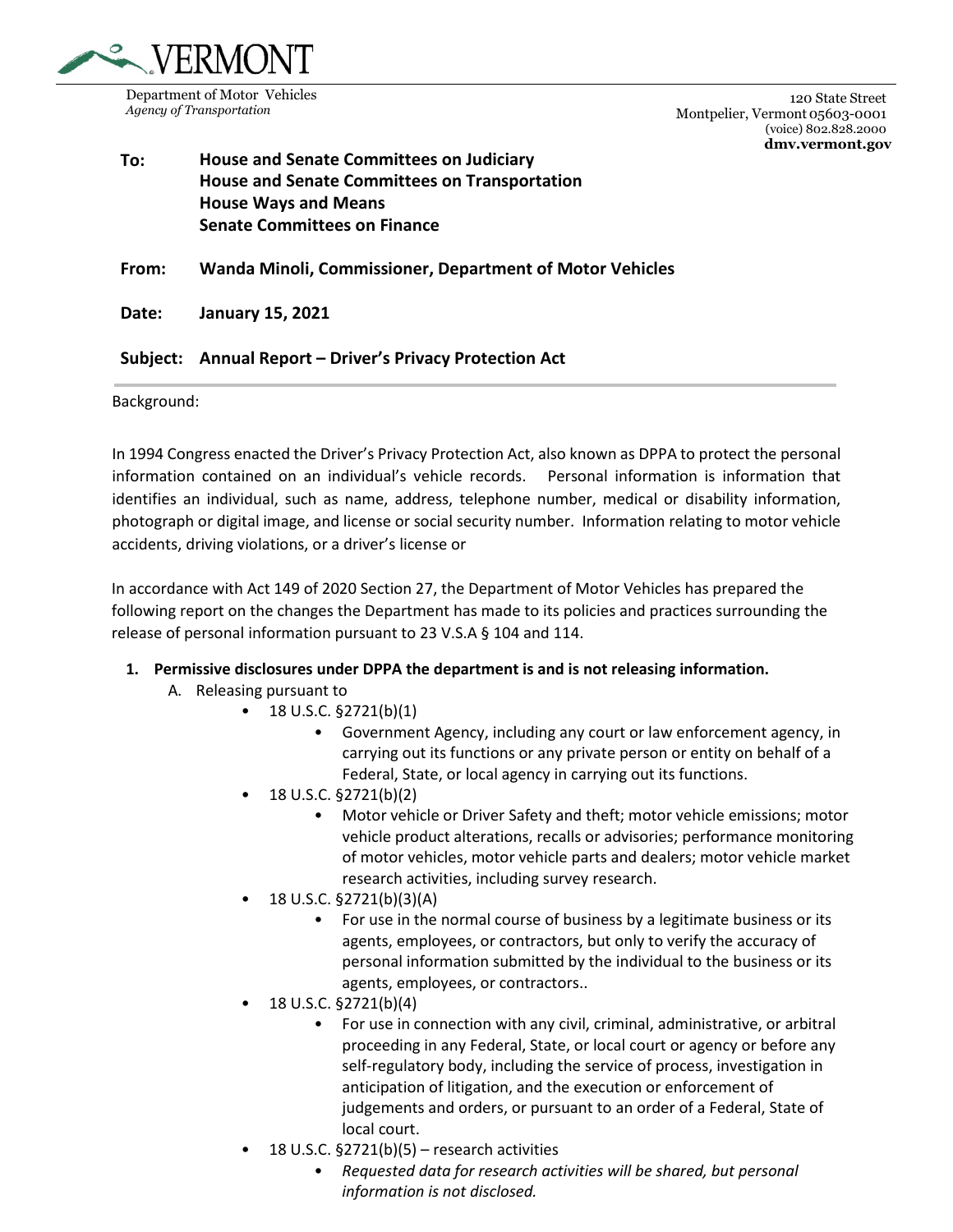VERMONT

Department of Motor Vehicles
*Agency of Transportation*

120 State Street
Montpelier, Vermont 05603-0001
(voice) 802.828.2000
**dmv.vermont.gov**

**To:** **House and Senate Committees on Judiciary**
**House and Senate Committees on Transportation**
**House Ways and Means**
**Senate Committees on Finance**

**From:** **Wanda Minoli, Commissioner, Department of Motor Vehicles**

**Date:** **January 15, 2021**

**Subject:** **Annual Report – Driver's Privacy Protection Act**

---

Background:

In 1994 Congress enacted the Driver's Privacy Protection Act, also known as DPPA to protect the personal information contained on an individual's vehicle records. Personal information is information that identifies an individual, such as name, address, telephone number, medical or disability information, photograph or digital image, and license or social security number. Information relating to motor vehicle accidents, driving violations, or a driver's license or

In accordance with Act 149 of 2020 Section 27, the Department of Motor Vehicles has prepared the following report on the changes the Department has made to its policies and practices surrounding the release of personal information pursuant to 23 V.S.A § 104 and 114.

1. **Permissive disclosures under DPPA the department is and is not releasing information.**
   A. Releasing pursuant to
      - 18 U.S.C. §2721(b)(1)
        - Government Agency, including any court or law enforcement agency, in carrying out its functions or any private person or entity on behalf of a Federal, State, or local agency in carrying out its functions.
      - 18 U.S.C. §2721(b)(2)
        - Motor vehicle or Driver Safety and theft; motor vehicle emissions; motor vehicle product alterations, recalls or advisories; performance monitoring of motor vehicles, motor vehicle parts and dealers; motor vehicle market research activities, including survey research.
      - 18 U.S.C. §2721(b)(3)(A)
        - For use in the normal course of business by a legitimate business or its agents, employees, or contractors, but only to verify the accuracy of personal information submitted by the individual to the business or its agents, employees, or contractors..
      - 18 U.S.C. §2721(b)(4)
        - For use in connection with any civil, criminal, administrative, or arbitral proceeding in any Federal, State, or local court or agency or before any self-regulatory body, including the service of process, investigation in anticipation of litigation, and the execution or enforcement of judgements and orders, or pursuant to an order of a Federal, State of local court.
      - 18 U.S.C. §2721(b)(5) – research activities
        - *Requested data for research activities will be shared, but personal information is not disclosed.*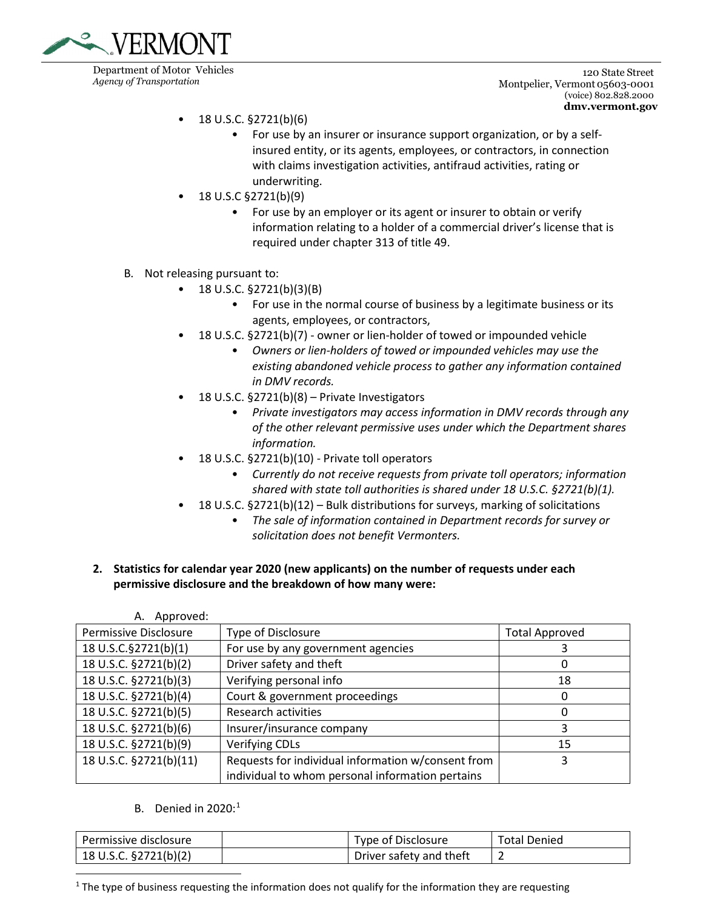- 18 U.S.C. §2721(b)(6)
  - For use by an insurer or insurance support organization, or by a self-insured entity, or its agents, employees, or contractors, in connection with claims investigation activities, antifraud activities, rating or underwriting.
- 18 U.S.C §2721(b)(9)
  - For use by an employer or its agent or insurer to obtain or verify information relating to a holder of a commercial driver's license that is required under chapter 313 of title 49.

B. Not releasing pursuant to:

- 18 U.S.C. §2721(b)(3)(B)
  - For use in the normal course of business by a legitimate business or its agents, employees, or contractors,
- 18 U.S.C. §2721(b)(7) - owner or lien-holder of towed or impounded vehicle
  - *Owners or lien-holders of towed or impounded vehicles may use the existing abandoned vehicle process to gather any information contained in DMV records.*
- 18 U.S.C. §2721(b)(8) – Private Investigators
  - *Private investigators may access information in DMV records through any of the other relevant permissive uses under which the Department shares information.*
- 18 U.S.C. §2721(b)(10) - Private toll operators
  - *Currently do not receive requests from private toll operators; information shared with state toll authorities is shared under 18 U.S.C. §2721(b)(1).*
- 18 U.S.C. §2721(b)(12) – Bulk distributions for surveys, marking of solicitations
  - *The sale of information contained in Department records for survey or solicitation does not benefit Vermonters.*

**2. Statistics for calendar year 2020 (new applicants) on the number of requests under each permissive disclosure and the breakdown of how many were:**

A. Approved:

| Permissive Disclosure | Type of Disclosure | Total Approved |
|---|---|---|
| 18 U.S.C.§2721(b)(1) | For use by any government agencies | 3 |
| 18 U.S.C. §2721(b)(2) | Driver safety and theft | 0 |
| 18 U.S.C. §2721(b)(3) | Verifying personal info | 18 |
| 18 U.S.C. §2721(b)(4) | Court & government proceedings | 0 |
| 18 U.S.C. §2721(b)(5) | Research activities | 0 |
| 18 U.S.C. §2721(b)(6) | Insurer/insurance company | 3 |
| 18 U.S.C. §2721(b)(9) | Verifying CDLs | 15 |
| 18 U.S.C. §2721(b)(11) | Requests for individual information w/consent from individual to whom personal information pertains | 3 |

B. Denied in 2020:[1]

| Permissive disclosure | | Type of Disclosure | Total Denied |
|---|---|---|---|
| 18 U.S.C. §2721(b)(2) | | Driver safety and theft | 2 |

[1] The type of business requesting the information does not qualify for the information they are requesting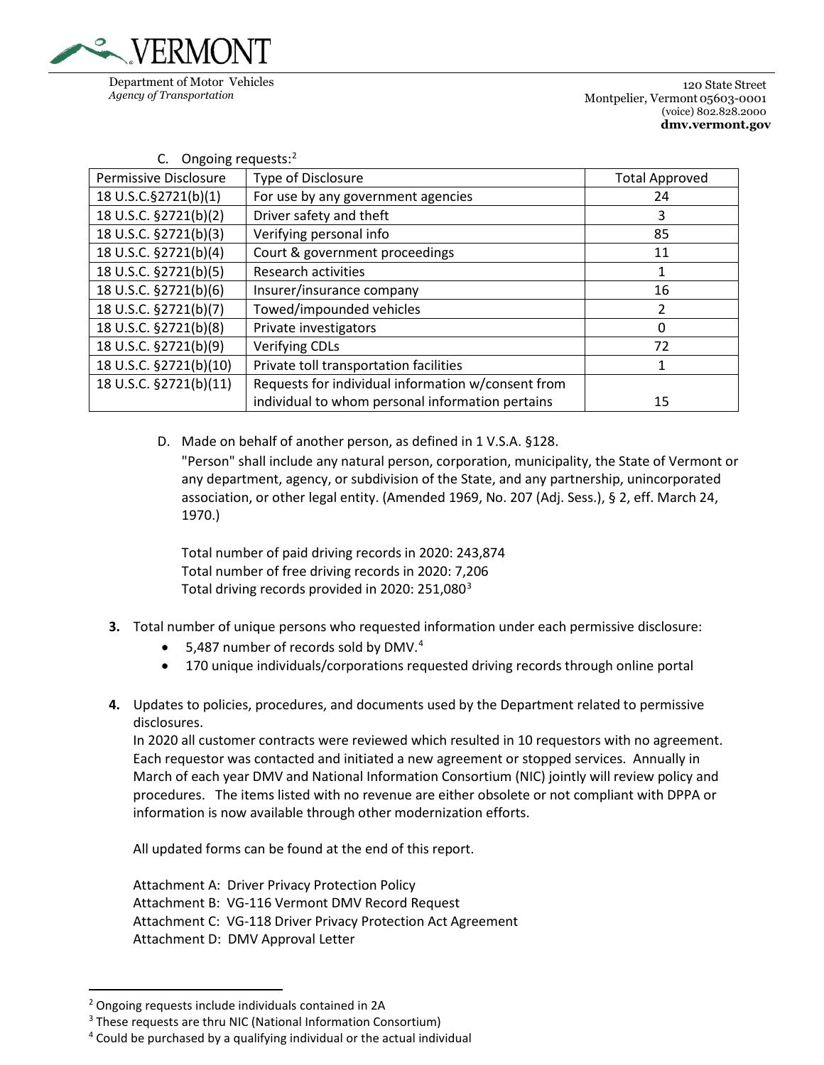C. Ongoing requests:[2]

| Permissive Disclosure | Type of Disclosure | Total Approved |
|---|---|---|
| 18 U.S.C.§2721(b)(1) | For use by any government agencies | 24 |
| 18 U.S.C. §2721(b)(2) | Driver safety and theft | 3 |
| 18 U.S.C. §2721(b)(3) | Verifying personal info | 85 |
| 18 U.S.C. §2721(b)(4) | Court & government proceedings | 11 |
| 18 U.S.C. §2721(b)(5) | Research activities | 1 |
| 18 U.S.C. §2721(b)(6) | Insurer/insurance company | 16 |
| 18 U.S.C. §2721(b)(7) | Towed/impounded vehicles | 2 |
| 18 U.S.C. §2721(b)(8) | Private investigators | 0 |
| 18 U.S.C. §2721(b)(9) | Verifying CDLs | 72 |
| 18 U.S.C. §2721(b)(10) | Private toll transportation facilities | 1 |
| 18 U.S.C. §2721(b)(11) | Requests for individual information w/consent from individual to whom personal information pertains | 15 |

D. Made on behalf of another person, as defined in 1 V.S.A. §128.

"Person" shall include any natural person, corporation, municipality, the State of Vermont or any department, agency, or subdivision of the State, and any partnership, unincorporated association, or other legal entity. (Amended 1969, No. 207 (Adj. Sess.), § 2, eff. March 24, 1970.)

Total number of paid driving records in 2020: 243,874
Total number of free driving records in 2020: 7,206
Total driving records provided in 2020: 251,080[3]

**3.** Total number of unique persons who requested information under each permissive disclosure:

- 5,487 number of records sold by DMV.[4]
- 170 unique individuals/corporations requested driving records through online portal

**4.** Updates to policies, procedures, and documents used by the Department related to permissive disclosures.

In 2020 all customer contracts were reviewed which resulted in 10 requestors with no agreement. Each requestor was contacted and initiated a new agreement or stopped services. Annually in March of each year DMV and National Information Consortium (NIC) jointly will review policy and procedures. The items listed with no revenue are either obsolete or not compliant with DPPA or information is now available through other modernization efforts.

All updated forms can be found at the end of this report.

Attachment A: Driver Privacy Protection Policy
Attachment B: VG-116 Vermont DMV Record Request
Attachment C: VG-118 Driver Privacy Protection Act Agreement
Attachment D: DMV Approval Letter

---

[2] Ongoing requests include individuals contained in 2A

[3] These requests are thru NIC (National Information Consortium)

[4] Could be purchased by a qualifying individual or the actual individual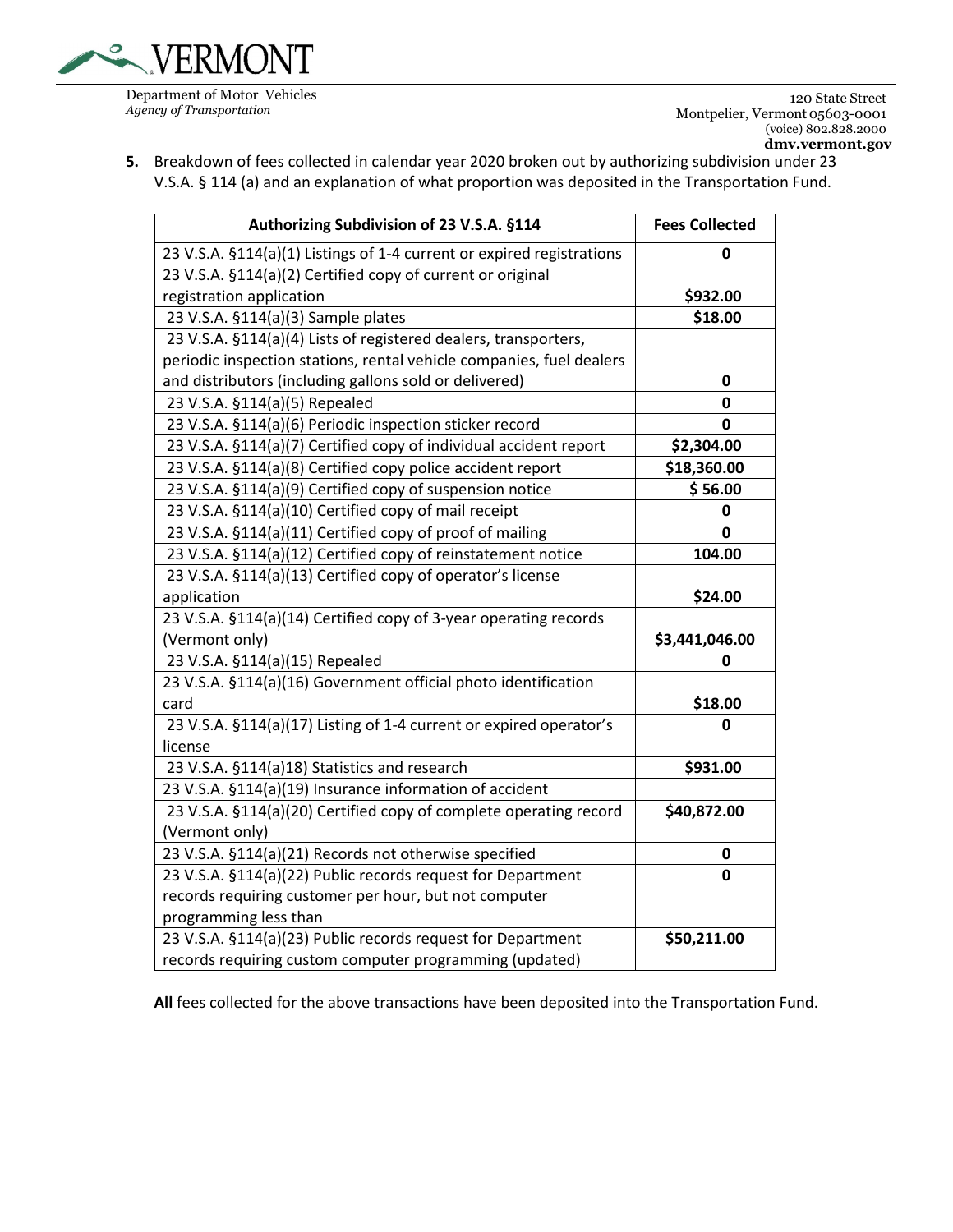5. Breakdown of fees collected in calendar year 2020 broken out by authorizing subdivision under 23 V.S.A. § 114 (a) and an explanation of what proportion was deposited in the Transportation Fund.

| Authorizing Subdivision of 23 V.S.A. §114 | Fees Collected |
|---|---|
| 23 V.S.A. §114(a)(1) Listings of 1-4 current or expired registrations | **0** |
| 23 V.S.A. §114(a)(2) Certified copy of current or original registration application | **$932.00** |
| 23 V.S.A. §114(a)(3) Sample plates | **$18.00** |
| 23 V.S.A. §114(a)(4) Lists of registered dealers, transporters, periodic inspection stations, rental vehicle companies, fuel dealers and distributors (including gallons sold or delivered) | **0** |
| 23 V.S.A. §114(a)(5) Repealed | **0** |
| 23 V.S.A. §114(a)(6) Periodic inspection sticker record | **0** |
| 23 V.S.A. §114(a)(7) Certified copy of individual accident report | **$2,304.00** |
| 23 V.S.A. §114(a)(8) Certified copy police accident report | **$18,360.00** |
| 23 V.S.A. §114(a)(9) Certified copy of suspension notice | **$ 56.00** |
| 23 V.S.A. §114(a)(10) Certified copy of mail receipt | **0** |
| 23 V.S.A. §114(a)(11) Certified copy of proof of mailing | **0** |
| 23 V.S.A. §114(a)(12) Certified copy of reinstatement notice | **104.00** |
| 23 V.S.A. §114(a)(13) Certified copy of operator's license application | **$24.00** |
| 23 V.S.A. §114(a)(14) Certified copy of 3-year operating records (Vermont only) | **$3,441,046.00** |
| 23 V.S.A. §114(a)(15) Repealed | **0** |
| 23 V.S.A. §114(a)(16) Government official photo identification card | **$18.00** |
| 23 V.S.A. §114(a)(17) Listing of 1-4 current or expired operator's license | **0** |
| 23 V.S.A. §114(a)18) Statistics and research | **$931.00** |
| 23 V.S.A. §114(a)(19) Insurance information of accident | |
| 23 V.S.A. §114(a)(20) Certified copy of complete operating record (Vermont only) | **$40,872.00** |
| 23 V.S.A. §114(a)(21) Records not otherwise specified | **0** |
| 23 V.S.A. §114(a)(22) Public records request for Department records requiring customer per hour, but not computer programming less than | **0** |
| 23 V.S.A. §114(a)(23) Public records request for Department records requiring custom computer programming (updated) | **$50,211.00** |

**All** fees collected for the above transactions have been deposited into the Transportation Fund.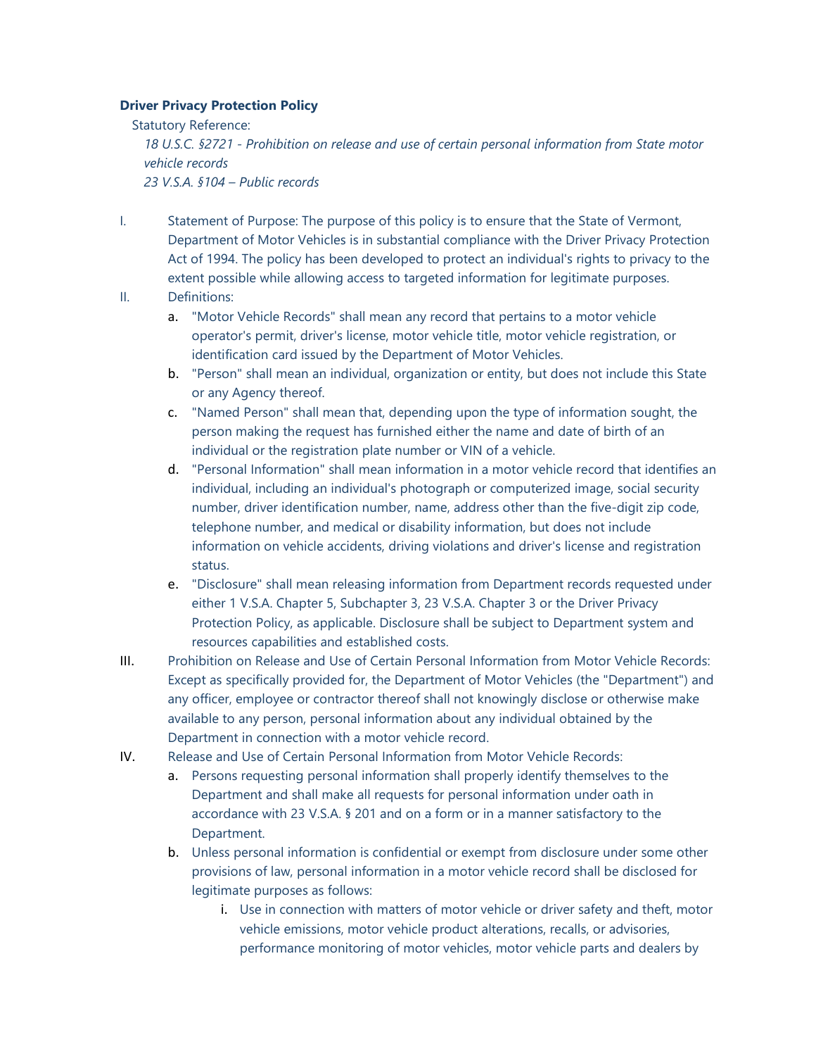**Driver Privacy Protection Policy**

Statutory Reference:

*18 U.S.C. §2721 - Prohibition on release and use of certain personal information from State motor vehicle records*
*23 V.S.A. §104 – Public records*

I. Statement of Purpose: The purpose of this policy is to ensure that the State of Vermont, Department of Motor Vehicles is in substantial compliance with the Driver Privacy Protection Act of 1994. The policy has been developed to protect an individual's rights to privacy to the extent possible while allowing access to targeted information for legitimate purposes.

II. Definitions:

   a. "Motor Vehicle Records" shall mean any record that pertains to a motor vehicle operator's permit, driver's license, motor vehicle title, motor vehicle registration, or identification card issued by the Department of Motor Vehicles.
   b. "Person" shall mean an individual, organization or entity, but does not include this State or any Agency thereof.
   c. "Named Person" shall mean that, depending upon the type of information sought, the person making the request has furnished either the name and date of birth of an individual or the registration plate number or VIN of a vehicle.
   d. "Personal Information" shall mean information in a motor vehicle record that identifies an individual, including an individual's photograph or computerized image, social security number, driver identification number, name, address other than the five-digit zip code, telephone number, and medical or disability information, but does not include information on vehicle accidents, driving violations and driver's license and registration status.
   e. "Disclosure" shall mean releasing information from Department records requested under either 1 V.S.A. Chapter 5, Subchapter 3, 23 V.S.A. Chapter 3 or the Driver Privacy Protection Policy, as applicable. Disclosure shall be subject to Department system and resources capabilities and established costs.

III. Prohibition on Release and Use of Certain Personal Information from Motor Vehicle Records: Except as specifically provided for, the Department of Motor Vehicles (the "Department") and any officer, employee or contractor thereof shall not knowingly disclose or otherwise make available to any person, personal information about any individual obtained by the Department in connection with a motor vehicle record.

IV. Release and Use of Certain Personal Information from Motor Vehicle Records:

   a. Persons requesting personal information shall properly identify themselves to the Department and shall make all requests for personal information under oath in accordance with 23 V.S.A. § 201 and on a form or in a manner satisfactory to the Department.
   b. Unless personal information is confidential or exempt from disclosure under some other provisions of law, personal information in a motor vehicle record shall be disclosed for legitimate purposes as follows:
      i. Use in connection with matters of motor vehicle or driver safety and theft, motor vehicle emissions, motor vehicle product alterations, recalls, or advisories, performance monitoring of motor vehicles, motor vehicle parts and dealers by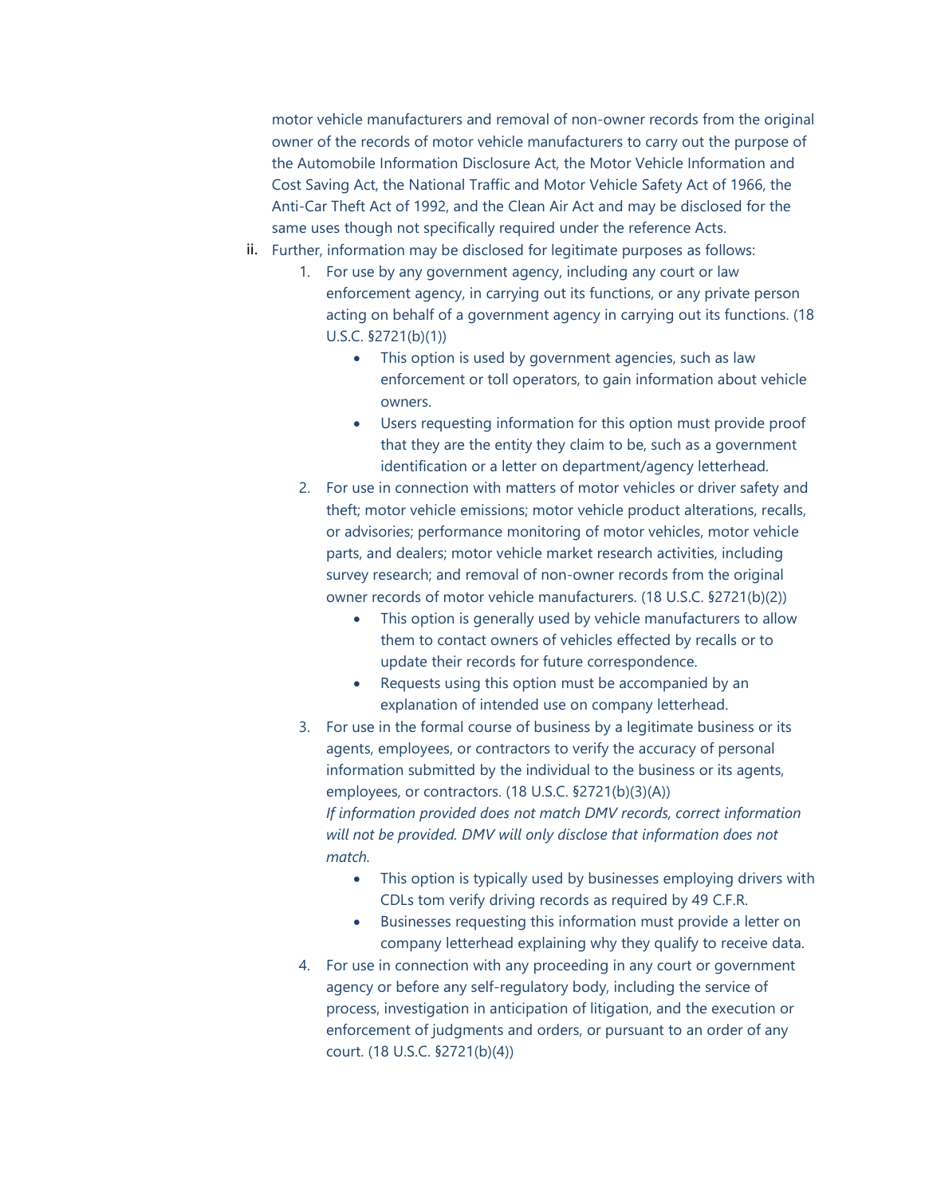motor vehicle manufacturers and removal of non-owner records from the original owner of the records of motor vehicle manufacturers to carry out the purpose of the Automobile Information Disclosure Act, the Motor Vehicle Information and Cost Saving Act, the National Traffic and Motor Vehicle Safety Act of 1966, the Anti-Car Theft Act of 1992, and the Clean Air Act and may be disclosed for the same uses though not specifically required under the reference Acts.

ii. Further, information may be disclosed for legitimate purposes as follows:

   1. For use by any government agency, including any court or law enforcement agency, in carrying out its functions, or any private person acting on behalf of a government agency in carrying out its functions. (18 U.S.C. §2721(b)(1))
      - This option is used by government agencies, such as law enforcement or toll operators, to gain information about vehicle owners.
      - Users requesting information for this option must provide proof that they are the entity they claim to be, such as a government identification or a letter on department/agency letterhead.
   2. For use in connection with matters of motor vehicles or driver safety and theft; motor vehicle emissions; motor vehicle product alterations, recalls, or advisories; performance monitoring of motor vehicles, motor vehicle parts, and dealers; motor vehicle market research activities, including survey research; and removal of non-owner records from the original owner records of motor vehicle manufacturers. (18 U.S.C. §2721(b)(2))
      - This option is generally used by vehicle manufacturers to allow them to contact owners of vehicles effected by recalls or to update their records for future correspondence.
      - Requests using this option must be accompanied by an explanation of intended use on company letterhead.
   3. For use in the formal course of business by a legitimate business or its agents, employees, or contractors to verify the accuracy of personal information submitted by the individual to the business or its agents, employees, or contractors. (18 U.S.C. §2721(b)(3)(A))
      *If information provided does not match DMV records, correct information will not be provided. DMV will only disclose that information does not match.*
      - This option is typically used by businesses employing drivers with CDLs tom verify driving records as required by 49 C.F.R.
      - Businesses requesting this information must provide a letter on company letterhead explaining why they qualify to receive data.
   4. For use in connection with any proceeding in any court or government agency or before any self-regulatory body, including the service of process, investigation in anticipation of litigation, and the execution or enforcement of judgments and orders, or pursuant to an order of any court. (18 U.S.C. §2721(b)(4))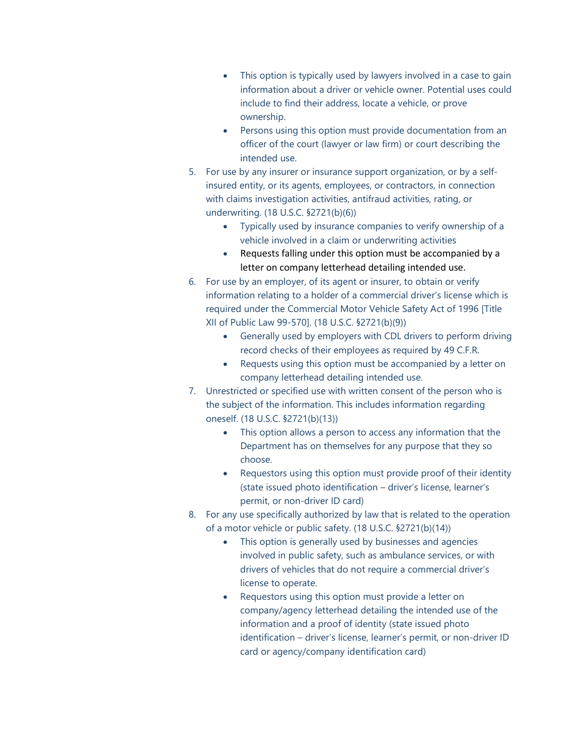- This option is typically used by lawyers involved in a case to gain information about a driver or vehicle owner. Potential uses could include to find their address, locate a vehicle, or prove ownership.
- Persons using this option must provide documentation from an officer of the court (lawyer or law firm) or court describing the intended use.

5. For use by any insurer or insurance support organization, or by a self-insured entity, or its agents, employees, or contractors, in connection with claims investigation activities, antifraud activities, rating, or underwriting. (18 U.S.C. §2721(b)(6))
   - Typically used by insurance companies to verify ownership of a vehicle involved in a claim or underwriting activities
   - Requests falling under this option must be accompanied by a letter on company letterhead detailing intended use.
6. For use by an employer, of its agent or insurer, to obtain or verify information relating to a holder of a commercial driver's license which is required under the Commercial Motor Vehicle Safety Act of 1996 [Title XII of Public Law 99-570]. (18 U.S.C. §2721(b)(9))
   - Generally used by employers with CDL drivers to perform driving record checks of their employees as required by 49 C.F.R.
   - Requests using this option must be accompanied by a letter on company letterhead detailing intended use.
7. Unrestricted or specified use with written consent of the person who is the subject of the information. This includes information regarding oneself. (18 U.S.C. §2721(b)(13))
   - This option allows a person to access any information that the Department has on themselves for any purpose that they so choose.
   - Requestors using this option must provide proof of their identity (state issued photo identification – driver's license, learner's permit, or non-driver ID card)
8. For any use specifically authorized by law that is related to the operation of a motor vehicle or public safety. (18 U.S.C. §2721(b)(14))
   - This option is generally used by businesses and agencies involved in public safety, such as ambulance services, or with drivers of vehicles that do not require a commercial driver's license to operate.
   - Requestors using this option must provide a letter on company/agency letterhead detailing the intended use of the information and a proof of identity (state issued photo identification – driver's license, learner's permit, or non-driver ID card or agency/company identification card)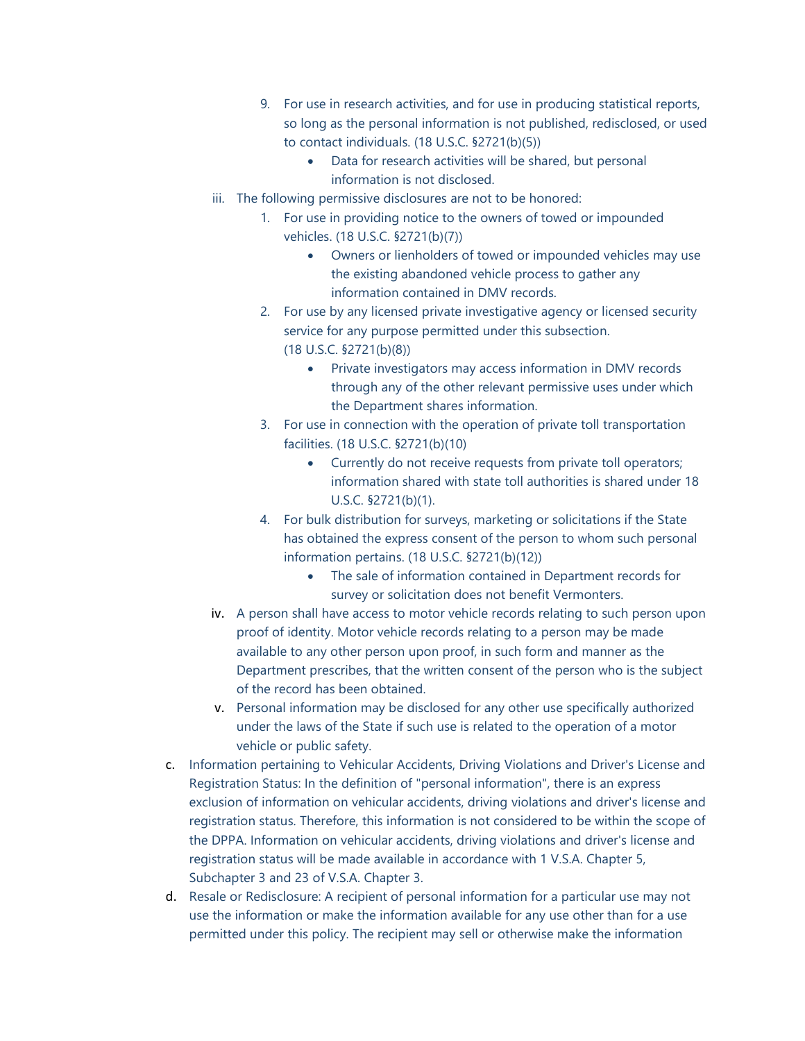9. For use in research activities, and for use in producing statistical reports, so long as the personal information is not published, redisclosed, or used to contact individuals. (18 U.S.C. §2721(b)(5))
   - Data for research activities will be shared, but personal information is not disclosed.

iii. The following permissive disclosures are not to be honored:

1. For use in providing notice to the owners of towed or impounded vehicles. (18 U.S.C. §2721(b)(7))
   - Owners or lienholders of towed or impounded vehicles may use the existing abandoned vehicle process to gather any information contained in DMV records.
2. For use by any licensed private investigative agency or licensed security service for any purpose permitted under this subsection. (18 U.S.C. §2721(b)(8))
   - Private investigators may access information in DMV records through any of the other relevant permissive uses under which the Department shares information.
3. For use in connection with the operation of private toll transportation facilities. (18 U.S.C. §2721(b)(10)
   - Currently do not receive requests from private toll operators; information shared with state toll authorities is shared under 18 U.S.C. §2721(b)(1).
4. For bulk distribution for surveys, marketing or solicitations if the State has obtained the express consent of the person to whom such personal information pertains. (18 U.S.C. §2721(b)(12))
   - The sale of information contained in Department records for survey or solicitation does not benefit Vermonters.

iv. A person shall have access to motor vehicle records relating to such person upon proof of identity. Motor vehicle records relating to a person may be made available to any other person upon proof, in such form and manner as the Department prescribes, that the written consent of the person who is the subject of the record has been obtained.

v. Personal information may be disclosed for any other use specifically authorized under the laws of the State if such use is related to the operation of a motor vehicle or public safety.

c. Information pertaining to Vehicular Accidents, Driving Violations and Driver's License and Registration Status: In the definition of "personal information", there is an express exclusion of information on vehicular accidents, driving violations and driver's license and registration status. Therefore, this information is not considered to be within the scope of the DPPA. Information on vehicular accidents, driving violations and driver's license and registration status will be made available in accordance with 1 V.S.A. Chapter 5, Subchapter 3 and 23 of V.S.A. Chapter 3.

d. Resale or Redisclosure: A recipient of personal information for a particular use may not use the information or make the information available for any use other than for a use permitted under this policy. The recipient may sell or otherwise make the information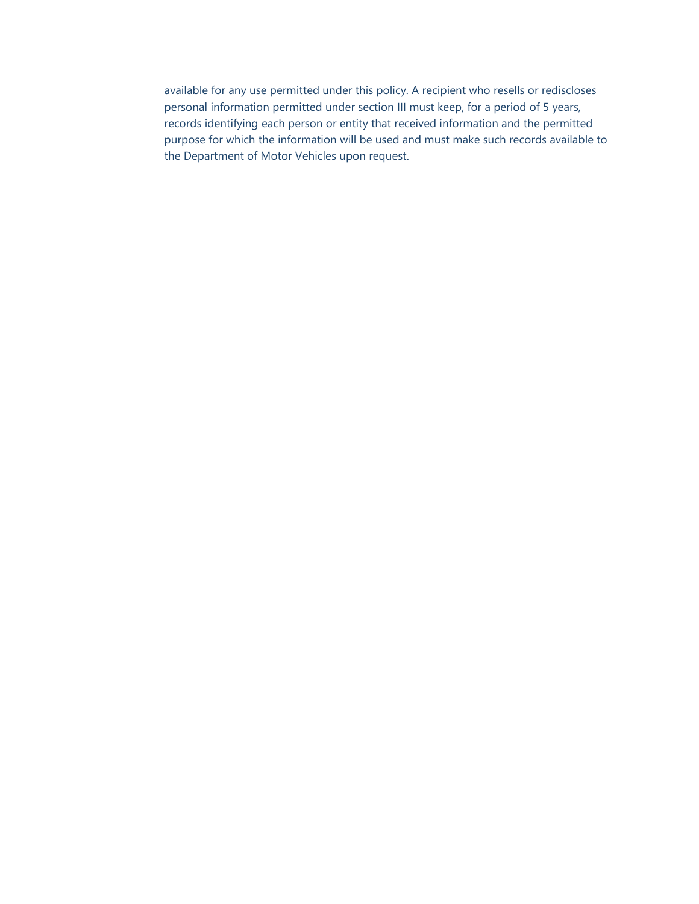available for any use permitted under this policy. A recipient who resells or rediscloses personal information permitted under section III must keep, for a period of 5 years, records identifying each person or entity that received information and the permitted purpose for which the information will be used and must make such records available to the Department of Motor Vehicles upon request.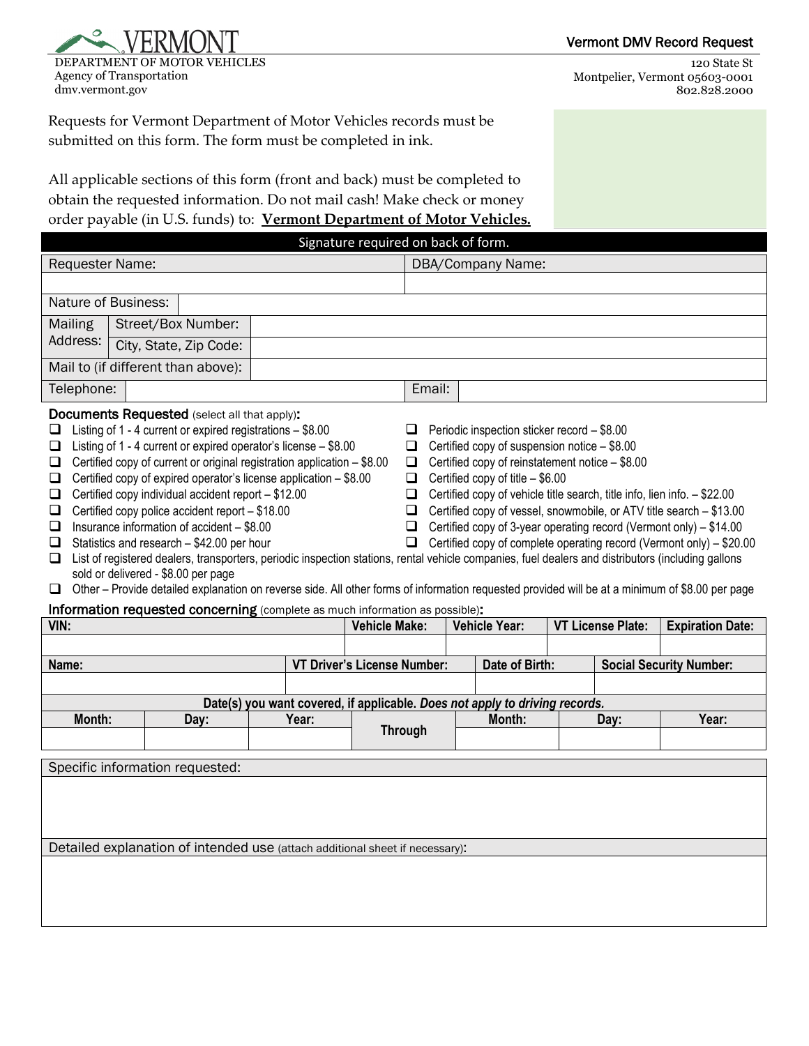VERMONT
DEPARTMENT OF MOTOR VEHICLES
Agency of Transportation
dmv.vermont.gov

# Vermont DMV Record Request

120 State St
Montpelier, Vermont 05603-0001
802.828.2000

Requests for Vermont Department of Motor Vehicles records must be submitted on this form. The form must be completed in ink.

All applicable sections of this form (front and back) must be completed to obtain the requested information. Do not mail cash! Make check or money order payable (in U.S. funds) to: **Vermont Department of Motor Vehicles.**

**Signature required on back of form.**

| Requester Name: | | DBA/Company Name: |
|---|---|---|
| | | |
| Nature of Business: | | |
| Mailing Address: | Street/Box Number: | |
| | City, State, Zip Code: | |
| Mail to (if different than above): | | |
| Telephone: | | Email: |

## Documents Requested (select all that apply):

- ❑ Listing of 1 - 4 current or expired registrations – $8.00
- ❑ Listing of 1 - 4 current or expired operator's license – $8.00
- ❑ Certified copy of current or original registration application – $8.00
- ❑ Certified copy of expired operator's license application – $8.00
- ❑ Certified copy individual accident report – $12.00
- ❑ Certified copy police accident report – $18.00
- ❑ Insurance information of accident – $8.00
- ❑ Statistics and research – $42.00 per hour
- ❑ Periodic inspection sticker record – $8.00
- ❑ Certified copy of suspension notice – $8.00
- ❑ Certified copy of reinstatement notice – $8.00
- ❑ Certified copy of title – $6.00
- ❑ Certified copy of vehicle title search, title info, lien info. – $22.00
- ❑ Certified copy of vessel, snowmobile, or ATV title search – $13.00
- ❑ Certified copy of 3-year operating record (Vermont only) – $14.00
- ❑ Certified copy of complete operating record (Vermont only) – $20.00
- ❑ List of registered dealers, transporters, periodic inspection stations, rental vehicle companies, fuel dealers and distributors (including gallons sold or delivered - $8.00 per page
- ❑ Other – Provide detailed explanation on reverse side. All other forms of information requested provided will be at a minimum of $8.00 per page

## Information requested concerning (complete as much information as possible):

| VIN: | Vehicle Make: | Vehicle Year: | VT License Plate: | Expiration Date: |
|---|---|---|---|---|
| | | | | |

| Name: | VT Driver's License Number: | Date of Birth: | Social Security Number: |
|---|---|---|---|
| | | | |

| Date(s) you want covered, if applicable. *Does not apply to driving records.* | | | | | | |
|---|---|---|---|---|---|---|
| **Month:** | **Day:** | **Year:** | **Through** | **Month:** | **Day:** | **Year:** |
| | | | | | | |

| Specific information requested: |
|---|
| |

| Detailed explanation of intended use (attach additional sheet if necessary): |
|---|
| |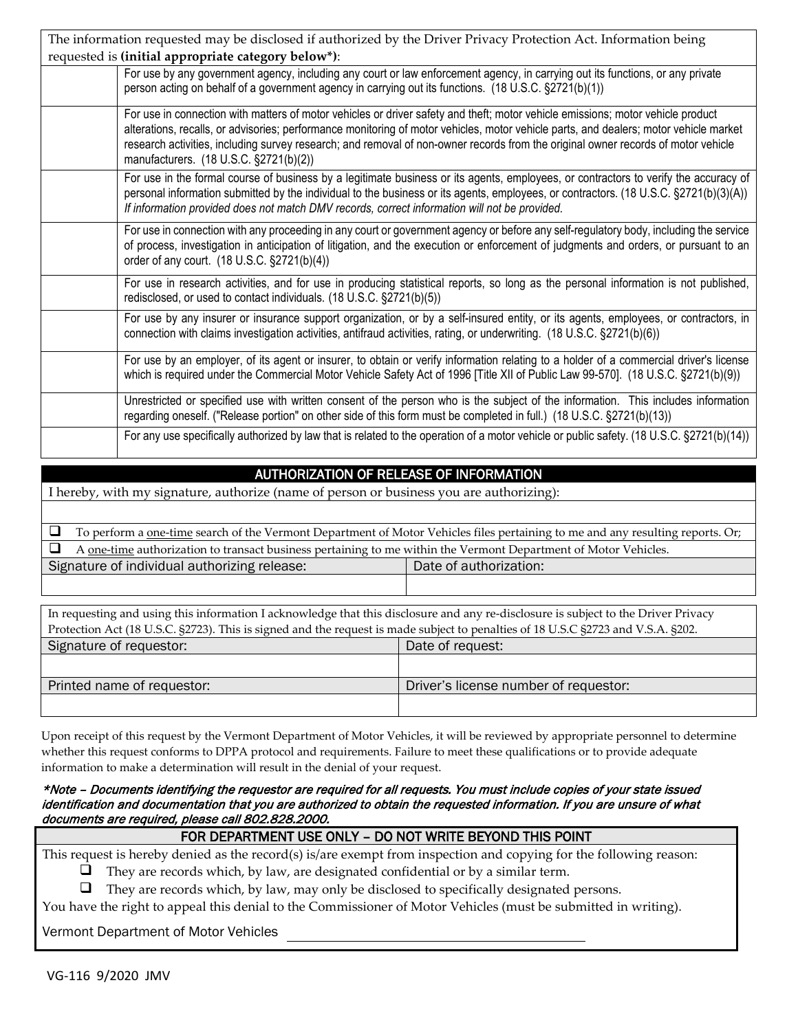The information requested may be disclosed if authorized by the Driver Privacy Protection Act. Information being requested is **(initial appropriate category below*)**:

| Initial | Category |
|---|---|
| | For use by any government agency, including any court or law enforcement agency, in carrying out its functions, or any private person acting on behalf of a government agency in carrying out its functions. (18 U.S.C. §2721(b)(1)) |
| | For use in connection with matters of motor vehicles or driver safety and theft; motor vehicle emissions; motor vehicle product alterations, recalls, or advisories; performance monitoring of motor vehicles, motor vehicle parts, and dealers; motor vehicle market research activities, including survey research; and removal of non-owner records from the original owner records of motor vehicle manufacturers. (18 U.S.C. §2721(b)(2)) |
| | For use in the formal course of business by a legitimate business or its agents, employees, or contractors to verify the accuracy of personal information submitted by the individual to the business or its agents, employees, or contractors. (18 U.S.C. §2721(b)(3)(A)) *If information provided does not match DMV records, correct information will not be provided.* |
| | For use in connection with any proceeding in any court or government agency or before any self-regulatory body, including the service of process, investigation in anticipation of litigation, and the execution or enforcement of judgments and orders, or pursuant to an order of any court. (18 U.S.C. §2721(b)(4)) |
| | For use in research activities, and for use in producing statistical reports, so long as the personal information is not published, redisclosed, or used to contact individuals. (18 U.S.C. §2721(b)(5)) |
| | For use by any insurer or insurance support organization, or by a self-insured entity, or its agents, employees, or contractors, in connection with claims investigation activities, antifraud activities, rating, or underwriting. (18 U.S.C. §2721(b)(6)) |
| | For use by an employer, of its agent or insurer, to obtain or verify information relating to a holder of a commercial driver's license which is required under the Commercial Motor Vehicle Safety Act of 1996 [Title XII of Public Law 99-570]. (18 U.S.C. §2721(b)(9)) |
| | Unrestricted or specified use with written consent of the person who is the subject of the information. This includes information regarding oneself. ("Release portion" on other side of this form must be completed in full.) (18 U.S.C. §2721(b)(13)) |
| | For any use specifically authorized by law that is related to the operation of a motor vehicle or public safety. (18 U.S.C. §2721(b)(14)) |

## AUTHORIZATION OF RELEASE OF INFORMATION

I hereby, with my signature, authorize (name of person or business you are authorizing):

☐ To perform a one-time search of the Vermont Department of Motor Vehicles files pertaining to me and any resulting reports. Or;

☐ A one-time authorization to transact business pertaining to me within the Vermont Department of Motor Vehicles.

| Signature of individual authorizing release: | Date of authorization: |
|---|---|
| | |

In requesting and using this information I acknowledge that this disclosure and any re-disclosure is subject to the Driver Privacy Protection Act (18 U.S.C. §2723). This is signed and the request is made subject to penalties of 18 U.S.C §2723 and V.S.A. §202.

| Signature of requestor: | Date of request: |
|---|---|
| | |
| **Printed name of requestor:** | **Driver's license number of requestor:** |
| | |

Upon receipt of this request by the Vermont Department of Motor Vehicles, it will be reviewed by appropriate personnel to determine whether this request conforms to DPPA protocol and requirements. Failure to meet these qualifications or to provide adequate information to make a determination will result in the denial of your request.

****Note – Documents identifying the requestor are required for all requests. You must include copies of your state issued identification and documentation that you are authorized to obtain the requested information. If you are unsure of what documents are required, please call 802.828.2000.***

## FOR DEPARTMENT USE ONLY – DO NOT WRITE BEYOND THIS POINT

This request is hereby denied as the record(s) is/are exempt from inspection and copying for the following reason:

- ☐ They are records which, by law, are designated confidential or by a similar term.
- ☐ They are records which, by law, may only be disclosed to specifically designated persons.

You have the right to appeal this denial to the Commissioner of Motor Vehicles (must be submitted in writing).

Vermont Department of Motor Vehicles ______________________________

VG-116 9/2020 JMV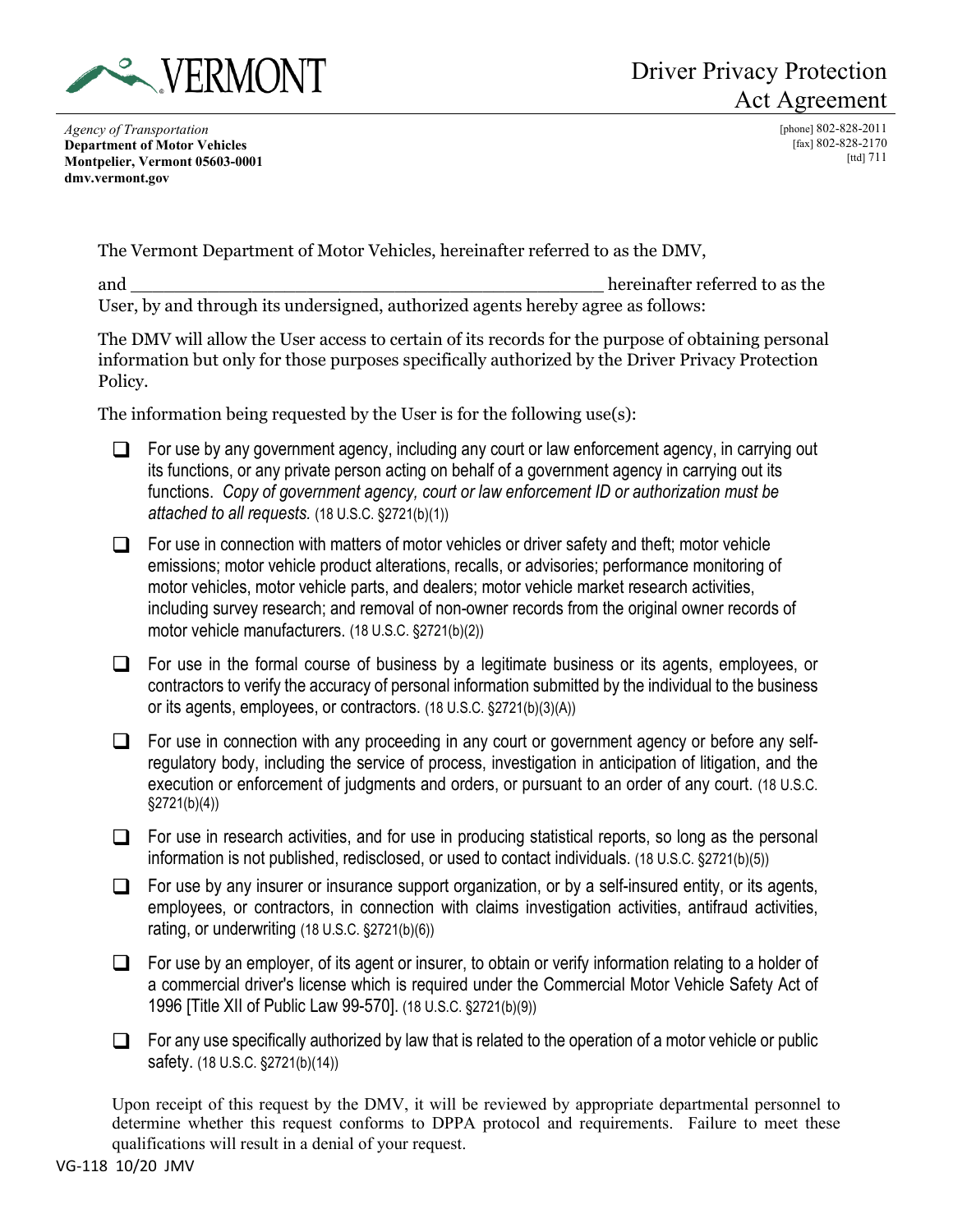VERMONT

# Driver Privacy Protection Act Agreement

*Agency of Transportation*
**Department of Motor Vehicles**
**Montpelier, Vermont 05603-0001**
**dmv.vermont.gov**

[phone] 802-828-2011
[fax] 802-828-2170
[ttd] 711

The Vermont Department of Motor Vehicles, hereinafter referred to as the DMV,

and _____________________________________________ hereinafter referred to as the User, by and through its undersigned, authorized agents hereby agree as follows:

The DMV will allow the User access to certain of its records for the purpose of obtaining personal information but only for those purposes specifically authorized by the Driver Privacy Protection Policy.

The information being requested by the User is for the following use(s):

- ☐ For use by any government agency, including any court or law enforcement agency, in carrying out its functions, or any private person acting on behalf of a government agency in carrying out its functions. *Copy of government agency, court or law enforcement ID or authorization must be attached to all requests.* (18 U.S.C. §2721(b)(1))
- ☐ For use in connection with matters of motor vehicles or driver safety and theft; motor vehicle emissions; motor vehicle product alterations, recalls, or advisories; performance monitoring of motor vehicles, motor vehicle parts, and dealers; motor vehicle market research activities, including survey research; and removal of non-owner records from the original owner records of motor vehicle manufacturers. (18 U.S.C. §2721(b)(2))
- ☐ For use in the formal course of business by a legitimate business or its agents, employees, or contractors to verify the accuracy of personal information submitted by the individual to the business or its agents, employees, or contractors. (18 U.S.C. §2721(b)(3)(A))
- ☐ For use in connection with any proceeding in any court or government agency or before any self-regulatory body, including the service of process, investigation in anticipation of litigation, and the execution or enforcement of judgments and orders, or pursuant to an order of any court. (18 U.S.C. §2721(b)(4))
- ☐ For use in research activities, and for use in producing statistical reports, so long as the personal information is not published, redisclosed, or used to contact individuals. (18 U.S.C. §2721(b)(5))
- ☐ For use by any insurer or insurance support organization, or by a self-insured entity, or its agents, employees, or contractors, in connection with claims investigation activities, antifraud activities, rating, or underwriting (18 U.S.C. §2721(b)(6))
- ☐ For use by an employer, of its agent or insurer, to obtain or verify information relating to a holder of a commercial driver's license which is required under the Commercial Motor Vehicle Safety Act of 1996 [Title XII of Public Law 99-570]. (18 U.S.C. §2721(b)(9))
- ☐ For any use specifically authorized by law that is related to the operation of a motor vehicle or public safety. (18 U.S.C. §2721(b)(14))

Upon receipt of this request by the DMV, it will be reviewed by appropriate departmental personnel to determine whether this request conforms to DPPA protocol and requirements. Failure to meet these qualifications will result in a denial of your request.

VG-118 10/20 JMV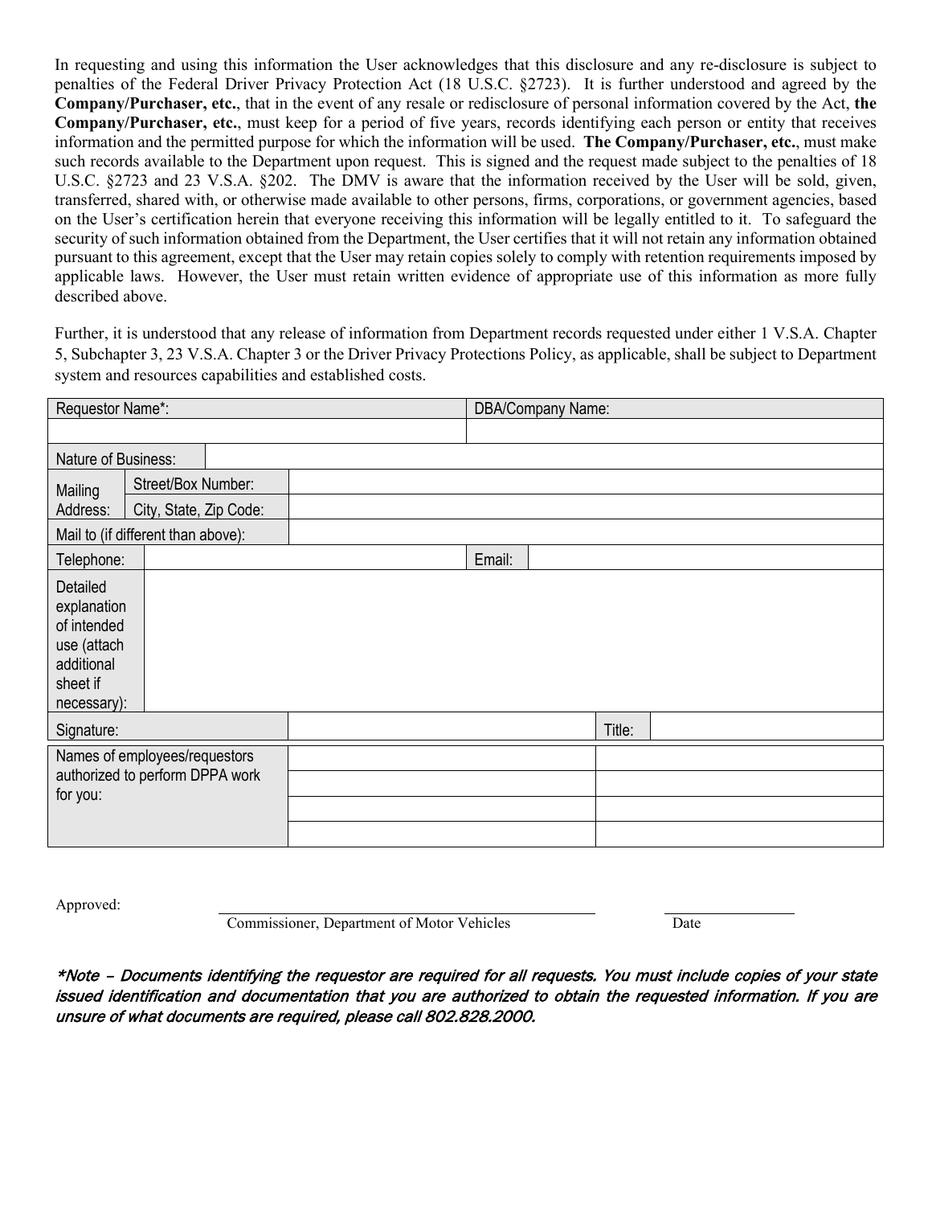In requesting and using this information the User acknowledges that this disclosure and any re-disclosure is subject to penalties of the Federal Driver Privacy Protection Act (18 U.S.C. §2723). It is further understood and agreed by the **Company/Purchaser, etc.**, that in the event of any resale or redisclosure of personal information covered by the Act, **the Company/Purchaser, etc.**, must keep for a period of five years, records identifying each person or entity that receives information and the permitted purpose for which the information will be used. **The Company/Purchaser, etc.**, must make such records available to the Department upon request. This is signed and the request made subject to the penalties of 18 U.S.C. §2723 and 23 V.S.A. §202. The DMV is aware that the information received by the User will be sold, given, transferred, shared with, or otherwise made available to other persons, firms, corporations, or government agencies, based on the User's certification herein that everyone receiving this information will be legally entitled to it. To safeguard the security of such information obtained from the Department, the User certifies that it will not retain any information obtained pursuant to this agreement, except that the User may retain copies solely to comply with retention requirements imposed by applicable laws. However, the User must retain written evidence of appropriate use of this information as more fully described above.

Further, it is understood that any release of information from Department records requested under either 1 V.S.A. Chapter 5, Subchapter 3, 23 V.S.A. Chapter 3 or the Driver Privacy Protections Policy, as applicable, shall be subject to Department system and resources capabilities and established costs.

| Requestor Name*: | | DBA/Company Name: | |
|---|---|---|---|
| | | | |
| Nature of Business: | | | |
| Mailing Address: | Street/Box Number: | | |
| | City, State, Zip Code: | | |
| Mail to (if different than above): | | | |
| Telephone: | | Email: | |
| Detailed explanation of intended use (attach additional sheet if necessary): | | | |
| Signature: | | Title: | |

| Names of employees/requestors authorized to perform DPPA work for you: | | |
|---|---|---|
| | | |
| | | |
| | | |

Approved: \_\_\_\_\_\_\_\_\_\_\_\_\_\_\_\_\_\_\_\_\_\_\_\_\_\_\_\_\_\_\_\_\_\_\_\_ \_\_\_\_\_\_\_\_\_\_\_\_\_

Commissioner, Department of Motor Vehicles Date

*\*Note – Documents identifying the requestor are required for all requests. You must include copies of your state issued identification and documentation that you are authorized to obtain the requested information. If you are unsure of what documents are required, please call 802.828.2000.*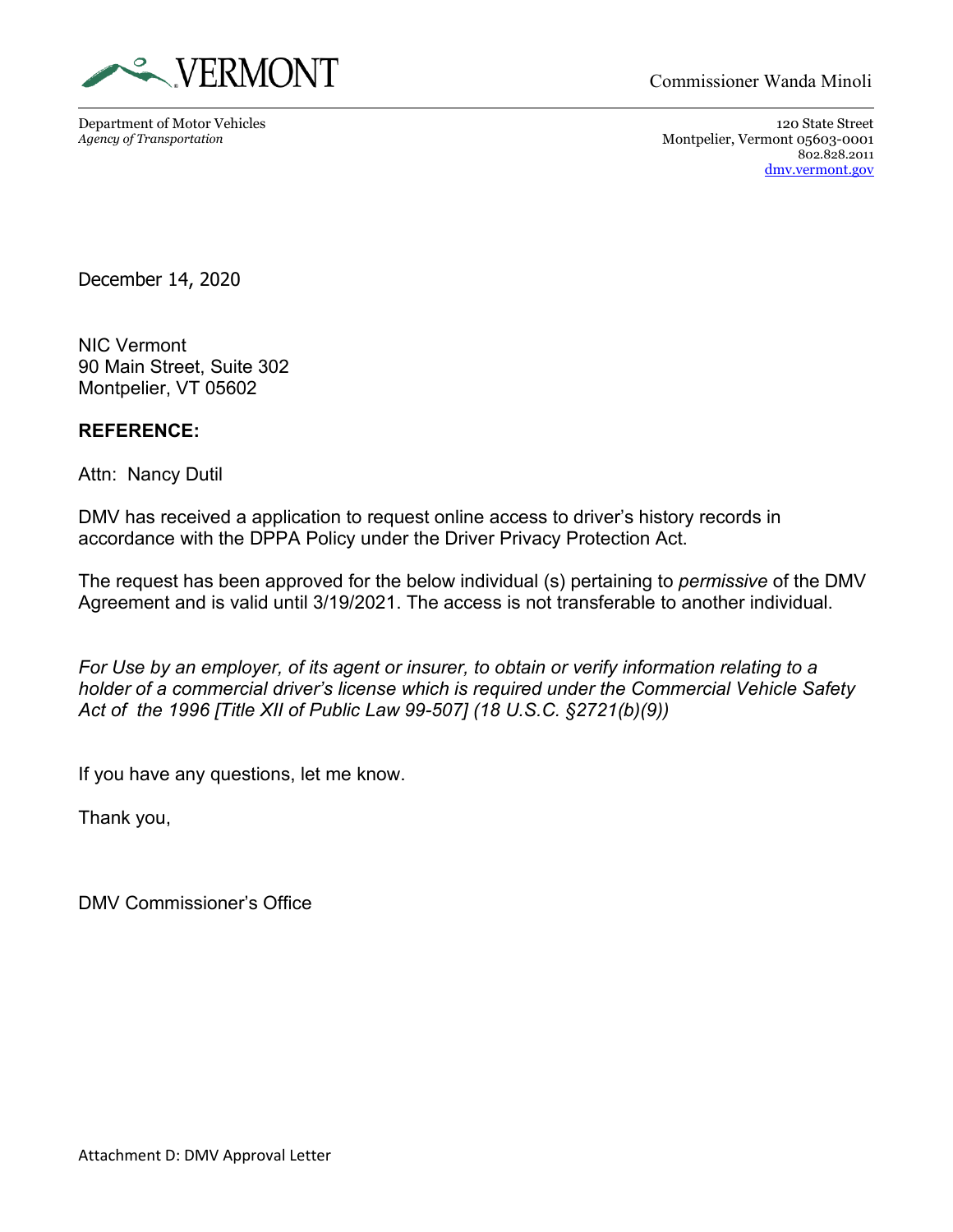VERMONT

Commissioner Wanda Minoli

Department of Motor Vehicles
*Agency of Transportation*

120 State Street
Montpelier, Vermont 05603-0001
802.828.2011
dmv.vermont.gov

December 14, 2020

NIC Vermont
90 Main Street, Suite 302
Montpelier, VT 05602

**REFERENCE:**

Attn: Nancy Dutil

DMV has received a application to request online access to driver's history records in accordance with the DPPA Policy under the Driver Privacy Protection Act.

The request has been approved for the below individual (s) pertaining to *permissive* of the DMV Agreement and is valid until 3/19/2021. The access is not transferable to another individual.

*For Use by an employer, of its agent or insurer, to obtain or verify information relating to a holder of a commercial driver's license which is required under the Commercial Vehicle Safety Act of the 1996 [Title XII of Public Law 99-507] (18 U.S.C. §2721(b)(9))*

If you have any questions, let me know.

Thank you,

DMV Commissioner's Office

Attachment D: DMV Approval Letter